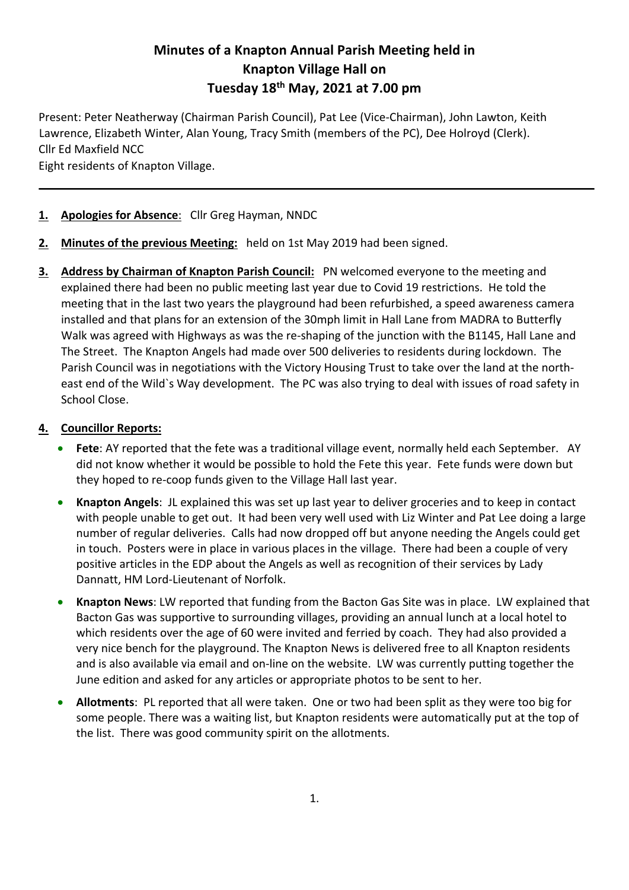# Minutes of a Knapton Annual Parish Meeting held in Knapton Village Hall on Tuesday 18th May, 2021 at 7.00 pm

Present: Peter Neatherway (Chairman Parish Council), Pat Lee (Vice-Chairman), John Lawton, Keith Lawrence, Elizabeth Winter, Alan Young, Tracy Smith (members of the PC), Dee Holroyd (Clerk).
Cllr Ed Maxfield NCC
Eight residents of Knapton Village.

---

1. **Apologies for Absence**: Cllr Greg Hayman, NNDC

2. **Minutes of the previous Meeting:** held on 1st May 2019 had been signed.

3. **Address by Chairman of Knapton Parish Council:** PN welcomed everyone to the meeting and explained there had been no public meeting last year due to Covid 19 restrictions. He told the meeting that in the last two years the playground had been refurbished, a speed awareness camera installed and that plans for an extension of the 30mph limit in Hall Lane from MADRA to Butterfly Walk was agreed with Highways as was the re-shaping of the junction with the B1145, Hall Lane and The Street. The Knapton Angels had made over 500 deliveries to residents during lockdown. The Parish Council was in negotiations with the Victory Housing Trust to take over the land at the north-east end of the Wild`s Way development. The PC was also trying to deal with issues of road safety in School Close.

4. **Councillor Reports:**
   - **Fete**: AY reported that the fete was a traditional village event, normally held each September. AY did not know whether it would be possible to hold the Fete this year. Fete funds were down but they hoped to re-coop funds given to the Village Hall last year.
   - **Knapton Angels**: JL explained this was set up last year to deliver groceries and to keep in contact with people unable to get out. It had been very well used with Liz Winter and Pat Lee doing a large number of regular deliveries. Calls had now dropped off but anyone needing the Angels could get in touch. Posters were in place in various places in the village. There had been a couple of very positive articles in the EDP about the Angels as well as recognition of their services by Lady Dannatt, HM Lord-Lieutenant of Norfolk.
   - **Knapton News**: LW reported that funding from the Bacton Gas Site was in place. LW explained that Bacton Gas was supportive to surrounding villages, providing an annual lunch at a local hotel to which residents over the age of 60 were invited and ferried by coach. They had also provided a very nice bench for the playground. The Knapton News is delivered free to all Knapton residents and is also available via email and on-line on the website. LW was currently putting together the June edition and asked for any articles or appropriate photos to be sent to her.
   - **Allotments**: PL reported that all were taken. One or two had been split as they were too big for some people. There was a waiting list, but Knapton residents were automatically put at the top of the list. There was good community spirit on the allotments.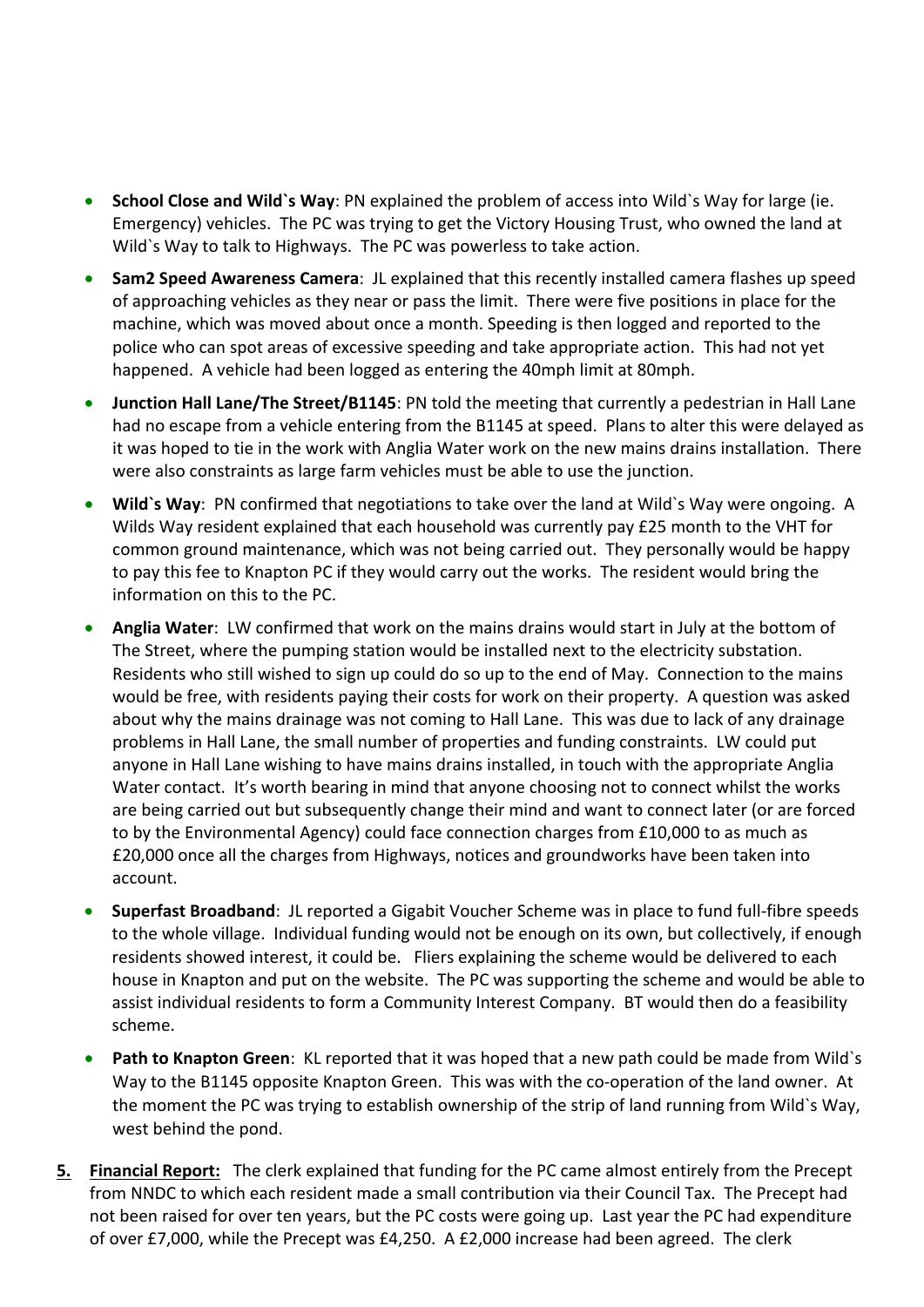- **School Close and Wild`s Way**: PN explained the problem of access into Wild`s Way for large (ie. Emergency) vehicles. The PC was trying to get the Victory Housing Trust, who owned the land at Wild`s Way to talk to Highways. The PC was powerless to take action.
- **Sam2 Speed Awareness Camera**: JL explained that this recently installed camera flashes up speed of approaching vehicles as they near or pass the limit. There were five positions in place for the machine, which was moved about once a month. Speeding is then logged and reported to the police who can spot areas of excessive speeding and take appropriate action. This had not yet happened. A vehicle had been logged as entering the 40mph limit at 80mph.
- **Junction Hall Lane/The Street/B1145**: PN told the meeting that currently a pedestrian in Hall Lane had no escape from a vehicle entering from the B1145 at speed. Plans to alter this were delayed as it was hoped to tie in the work with Anglia Water work on the new mains drains installation. There were also constraints as large farm vehicles must be able to use the junction.
- **Wild`s Way**: PN confirmed that negotiations to take over the land at Wild`s Way were ongoing. A Wilds Way resident explained that each household was currently pay £25 month to the VHT for common ground maintenance, which was not being carried out. They personally would be happy to pay this fee to Knapton PC if they would carry out the works. The resident would bring the information on this to the PC.
- **Anglia Water**: LW confirmed that work on the mains drains would start in July at the bottom of The Street, where the pumping station would be installed next to the electricity substation. Residents who still wished to sign up could do so up to the end of May. Connection to the mains would be free, with residents paying their costs for work on their property. A question was asked about why the mains drainage was not coming to Hall Lane. This was due to lack of any drainage problems in Hall Lane, the small number of properties and funding constraints. LW could put anyone in Hall Lane wishing to have mains drains installed, in touch with the appropriate Anglia Water contact. It's worth bearing in mind that anyone choosing not to connect whilst the works are being carried out but subsequently change their mind and want to connect later (or are forced to by the Environmental Agency) could face connection charges from £10,000 to as much as £20,000 once all the charges from Highways, notices and groundworks have been taken into account.
- **Superfast Broadband**: JL reported a Gigabit Voucher Scheme was in place to fund full-fibre speeds to the whole village. Individual funding would not be enough on its own, but collectively, if enough residents showed interest, it could be. Fliers explaining the scheme would be delivered to each house in Knapton and put on the website. The PC was supporting the scheme and would be able to assist individual residents to form a Community Interest Company. BT would then do a feasibility scheme.
- **Path to Knapton Green**: KL reported that it was hoped that a new path could be made from Wild`s Way to the B1145 opposite Knapton Green. This was with the co-operation of the land owner. At the moment the PC was trying to establish ownership of the strip of land running from Wild`s Way, west behind the pond.

**5. <u>Financial Report:</u>** The clerk explained that funding for the PC came almost entirely from the Precept from NNDC to which each resident made a small contribution via their Council Tax. The Precept had not been raised for over ten years, but the PC costs were going up. Last year the PC had expenditure of over £7,000, while the Precept was £4,250. A £2,000 increase had been agreed. The clerk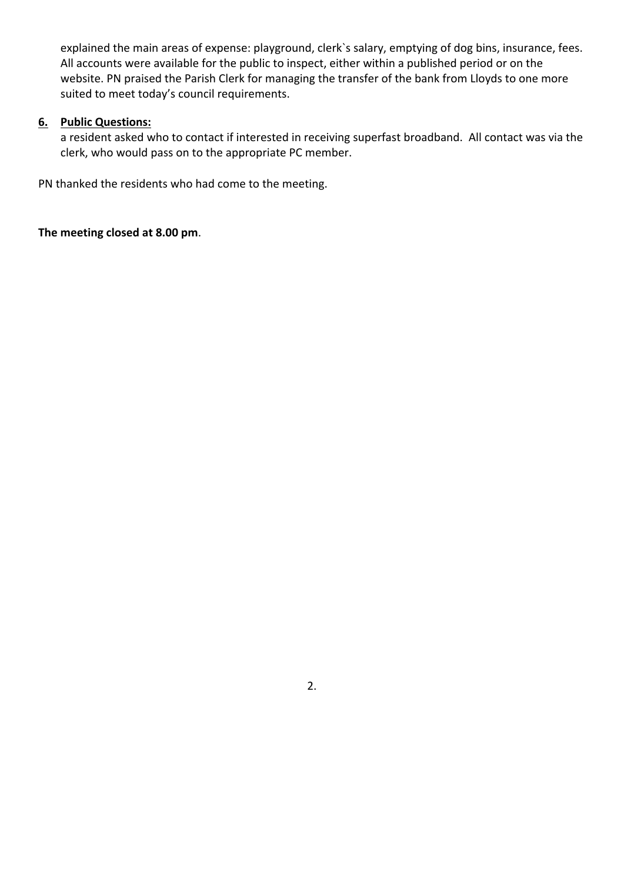explained the main areas of expense: playground, clerk`s salary, emptying of dog bins, insurance, fees. All accounts were available for the public to inspect, either within a published period or on the website. PN praised the Parish Clerk for managing the transfer of the bank from Lloyds to one more suited to meet today's council requirements.

**6. Public Questions:**

a resident asked who to contact if interested in receiving superfast broadband. All contact was via the clerk, who would pass on to the appropriate PC member.

PN thanked the residents who had come to the meeting.

**The meeting closed at 8.00 pm**.